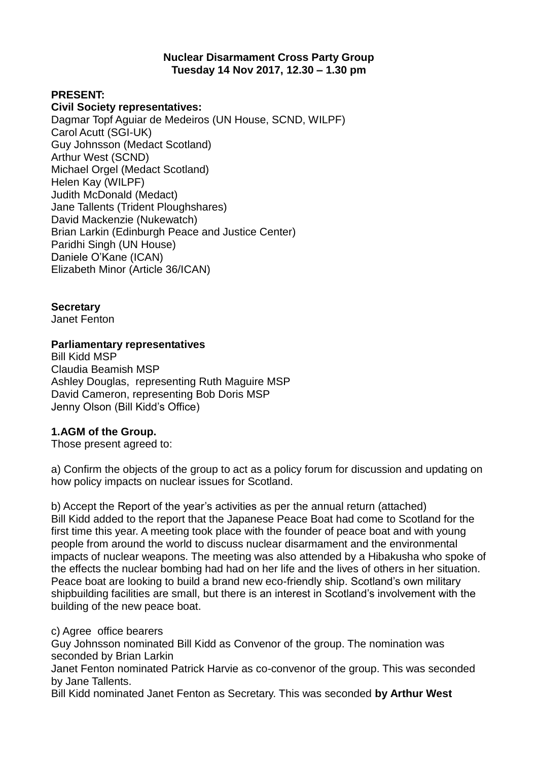**Nuclear Disarmament Cross Party Group**
**Tuesday 14 Nov 2017, 12.30 – 1.30 pm**

**PRESENT:**
**Civil Society representatives:**
Dagmar Topf Aguiar de Medeiros (UN House, SCND, WILPF)
Carol Acutt (SGI-UK)
Guy Johnsson (Medact Scotland)
Arthur West (SCND)
Michael Orgel (Medact Scotland)
Helen Kay (WILPF)
Judith McDonald (Medact)
Jane Tallents (Trident Ploughshares)
David Mackenzie (Nukewatch)
Brian Larkin (Edinburgh Peace and Justice Center)
Paridhi Singh (UN House)
Daniele O'Kane (ICAN)
Elizabeth Minor (Article 36/ICAN)

**Secretary**
Janet Fenton

**Parliamentary representatives**
Bill Kidd MSP
Claudia Beamish MSP
Ashley Douglas, representing Ruth Maguire MSP
David Cameron, representing Bob Doris MSP
Jenny Olson (Bill Kidd's Office)

**1.AGM of the Group.**
Those present agreed to:

a) Confirm the objects of the group to act as a policy forum for discussion and updating on how policy impacts on nuclear issues for Scotland.

b) Accept the Report of the year's activities as per the annual return (attached)
Bill Kidd added to the report that the Japanese Peace Boat had come to Scotland for the first time this year. A meeting took place with the founder of peace boat and with young people from around the world to discuss nuclear disarmament and the environmental impacts of nuclear weapons. The meeting was also attended by a Hibakusha who spoke of the effects the nuclear bombing had had on her life and the lives of others in her situation. Peace boat are looking to build a brand new eco-friendly ship. Scotland's own military shipbuilding facilities are small, but there is an interest in Scotland's involvement with the building of the new peace boat.

c) Agree office bearers
Guy Johnsson nominated Bill Kidd as Convenor of the group. The nomination was seconded by Brian Larkin
Janet Fenton nominated Patrick Harvie as co-convenor of the group. This was seconded by Jane Tallents.
Bill Kidd nominated Janet Fenton as Secretary. This was seconded **by Arthur West**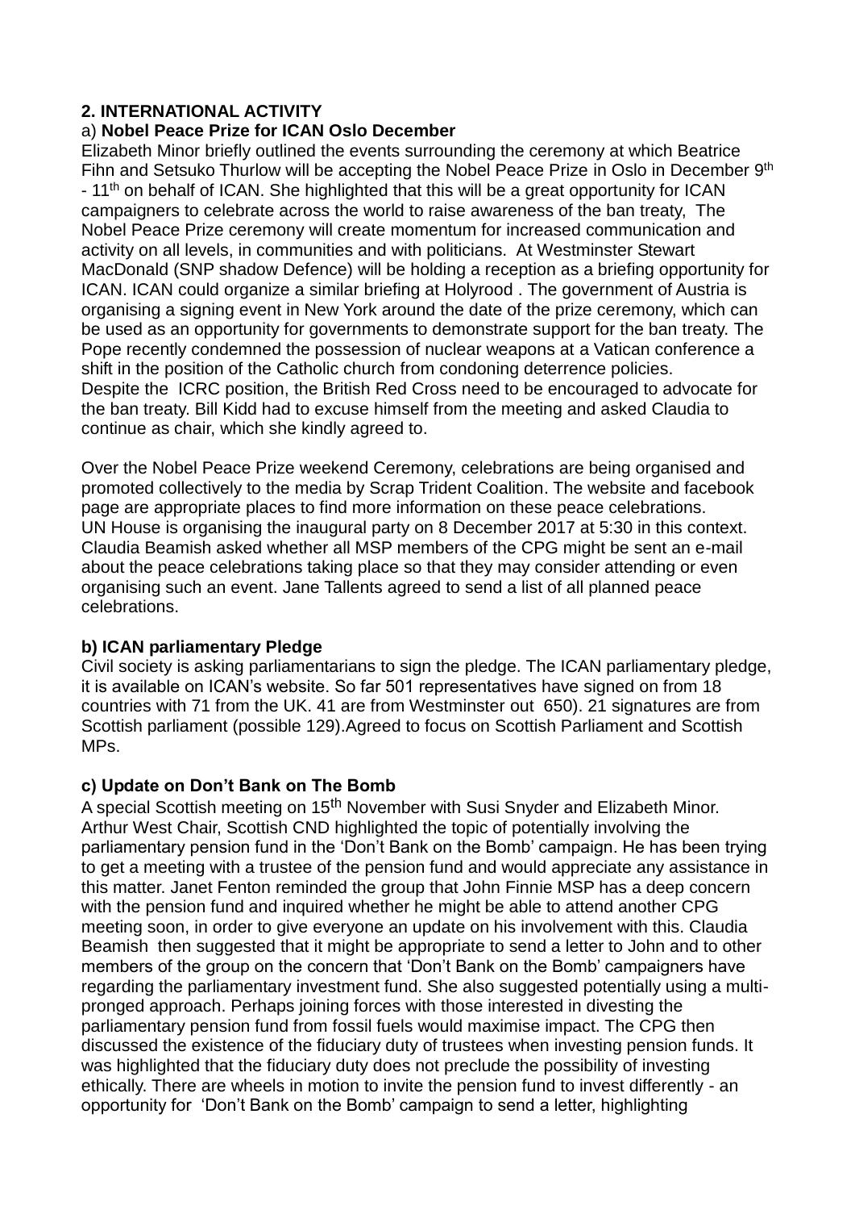## 2. INTERNATIONAL ACTIVITY

a) **Nobel Peace Prize for ICAN Oslo December**

Elizabeth Minor briefly outlined the events surrounding the ceremony at which Beatrice Fihn and Setsuko Thurlow will be accepting the Nobel Peace Prize in Oslo in December 9th - 11th on behalf of ICAN. She highlighted that this will be a great opportunity for ICAN campaigners to celebrate across the world to raise awareness of the ban treaty, The Nobel Peace Prize ceremony will create momentum for increased communication and activity on all levels, in communities and with politicians. At Westminster Stewart MacDonald (SNP shadow Defence) will be holding a reception as a briefing opportunity for ICAN. ICAN could organize a similar briefing at Holyrood . The government of Austria is organising a signing event in New York around the date of the prize ceremony, which can be used as an opportunity for governments to demonstrate support for the ban treaty. The Pope recently condemned the possession of nuclear weapons at a Vatican conference a shift in the position of the Catholic church from condoning deterrence policies. Despite the ICRC position, the British Red Cross need to be encouraged to advocate for the ban treaty. Bill Kidd had to excuse himself from the meeting and asked Claudia to continue as chair, which she kindly agreed to.

Over the Nobel Peace Prize weekend Ceremony, celebrations are being organised and promoted collectively to the media by Scrap Trident Coalition. The website and facebook page are appropriate places to find more information on these peace celebrations. UN House is organising the inaugural party on 8 December 2017 at 5:30 in this context. Claudia Beamish asked whether all MSP members of the CPG might be sent an e-mail about the peace celebrations taking place so that they may consider attending or even organising such an event. Jane Tallents agreed to send a list of all planned peace celebrations.

**b) ICAN parliamentary Pledge**

Civil society is asking parliamentarians to sign the pledge. The ICAN parliamentary pledge, it is available on ICAN's website. So far 501 representatives have signed on from 18 countries with 71 from the UK. 41 are from Westminster out 650). 21 signatures are from Scottish parliament (possible 129).Agreed to focus on Scottish Parliament and Scottish MPs.

**c) Update on Don't Bank on The Bomb**

A special Scottish meeting on 15th November with Susi Snyder and Elizabeth Minor. Arthur West Chair, Scottish CND highlighted the topic of potentially involving the parliamentary pension fund in the 'Don't Bank on the Bomb' campaign. He has been trying to get a meeting with a trustee of the pension fund and would appreciate any assistance in this matter. Janet Fenton reminded the group that John Finnie MSP has a deep concern with the pension fund and inquired whether he might be able to attend another CPG meeting soon, in order to give everyone an update on his involvement with this. Claudia Beamish then suggested that it might be appropriate to send a letter to John and to other members of the group on the concern that 'Don't Bank on the Bomb' campaigners have regarding the parliamentary investment fund. She also suggested potentially using a multi-pronged approach. Perhaps joining forces with those interested in divesting the parliamentary pension fund from fossil fuels would maximise impact. The CPG then discussed the existence of the fiduciary duty of trustees when investing pension funds. It was highlighted that the fiduciary duty does not preclude the possibility of investing ethically. There are wheels in motion to invite the pension fund to invest differently - an opportunity for 'Don't Bank on the Bomb' campaign to send a letter, highlighting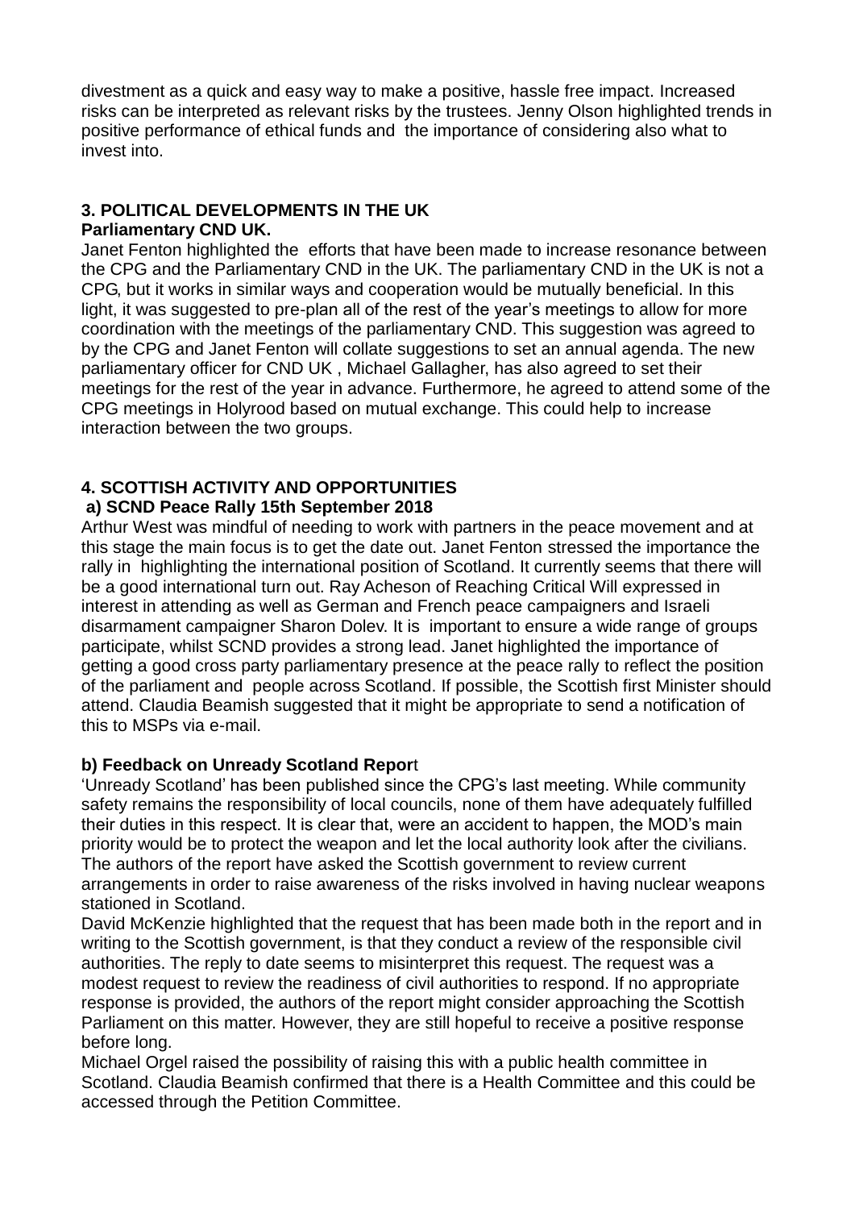divestment as a quick and easy way to make a positive, hassle free impact. Increased risks can be interpreted as relevant risks by the trustees. Jenny Olson highlighted trends in positive performance of ethical funds and the importance of considering also what to invest into.

## 3. POLITICAL DEVELOPMENTS IN THE UK

**Parliamentary CND UK.**

Janet Fenton highlighted the efforts that have been made to increase resonance between the CPG and the Parliamentary CND in the UK. The parliamentary CND in the UK is not a CPG, but it works in similar ways and cooperation would be mutually beneficial. In this light, it was suggested to pre-plan all of the rest of the year's meetings to allow for more coordination with the meetings of the parliamentary CND. This suggestion was agreed to by the CPG and Janet Fenton will collate suggestions to set an annual agenda. The new parliamentary officer for CND UK , Michael Gallagher, has also agreed to set their meetings for the rest of the year in advance. Furthermore, he agreed to attend some of the CPG meetings in Holyrood based on mutual exchange. This could help to increase interaction between the two groups.

## 4. SCOTTISH ACTIVITY AND OPPORTUNITIES

**a) SCND Peace Rally 15th September 2018**

Arthur West was mindful of needing to work with partners in the peace movement and at this stage the main focus is to get the date out. Janet Fenton stressed the importance the rally in highlighting the international position of Scotland. It currently seems that there will be a good international turn out. Ray Acheson of Reaching Critical Will expressed in interest in attending as well as German and French peace campaigners and Israeli disarmament campaigner Sharon Dolev. It is important to ensure a wide range of groups participate, whilst SCND provides a strong lead. Janet highlighted the importance of getting a good cross party parliamentary presence at the peace rally to reflect the position of the parliament and people across Scotland. If possible, the Scottish first Minister should attend. Claudia Beamish suggested that it might be appropriate to send a notification of this to MSPs via e-mail.

**b) Feedback on Unready Scotland Report**

'Unready Scotland' has been published since the CPG's last meeting. While community safety remains the responsibility of local councils, none of them have adequately fulfilled their duties in this respect. It is clear that, were an accident to happen, the MOD's main priority would be to protect the weapon and let the local authority look after the civilians. The authors of the report have asked the Scottish government to review current arrangements in order to raise awareness of the risks involved in having nuclear weapons stationed in Scotland.

David McKenzie highlighted that the request that has been made both in the report and in writing to the Scottish government, is that they conduct a review of the responsible civil authorities. The reply to date seems to misinterpret this request. The request was a modest request to review the readiness of civil authorities to respond. If no appropriate response is provided, the authors of the report might consider approaching the Scottish Parliament on this matter. However, they are still hopeful to receive a positive response before long.

Michael Orgel raised the possibility of raising this with a public health committee in Scotland. Claudia Beamish confirmed that there is a Health Committee and this could be accessed through the Petition Committee.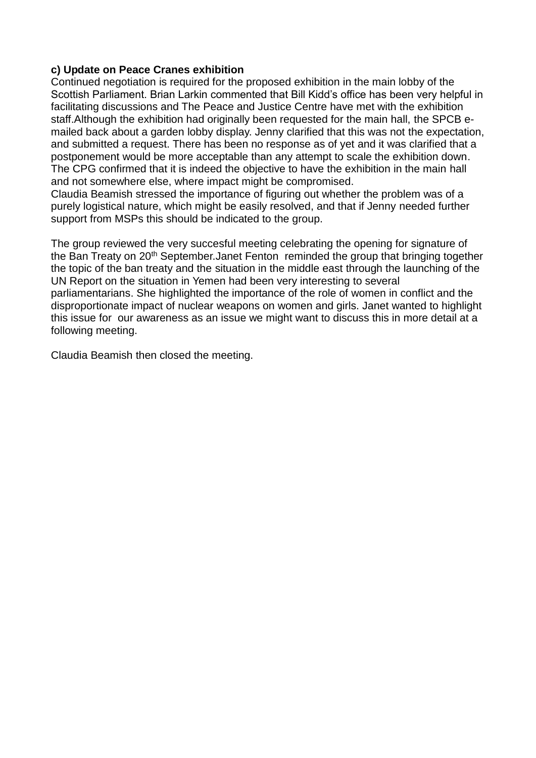**c) Update on Peace Cranes exhibition**

Continued negotiation is required for the proposed exhibition in the main lobby of the Scottish Parliament. Brian Larkin commented that Bill Kidd's office has been very helpful in facilitating discussions and The Peace and Justice Centre have met with the exhibition staff.Although the exhibition had originally been requested for the main hall, the SPCB e-mailed back about a garden lobby display. Jenny clarified that this was not the expectation, and submitted a request. There has been no response as of yet and it was clarified that a postponement would be more acceptable than any attempt to scale the exhibition down. The CPG confirmed that it is indeed the objective to have the exhibition in the main hall and not somewhere else, where impact might be compromised.

Claudia Beamish stressed the importance of figuring out whether the problem was of a purely logistical nature, which might be easily resolved, and that if Jenny needed further support from MSPs this should be indicated to the group.

The group reviewed the very succesful meeting celebrating the opening for signature of the Ban Treaty on 20th September.Janet Fenton reminded the group that bringing together the topic of the ban treaty and the situation in the middle east through the launching of the UN Report on the situation in Yemen had been very interesting to several parliamentarians. She highlighted the importance of the role of women in conflict and the disproportionate impact of nuclear weapons on women and girls. Janet wanted to highlight this issue for our awareness as an issue we might want to discuss this in more detail at a following meeting.

Claudia Beamish then closed the meeting.